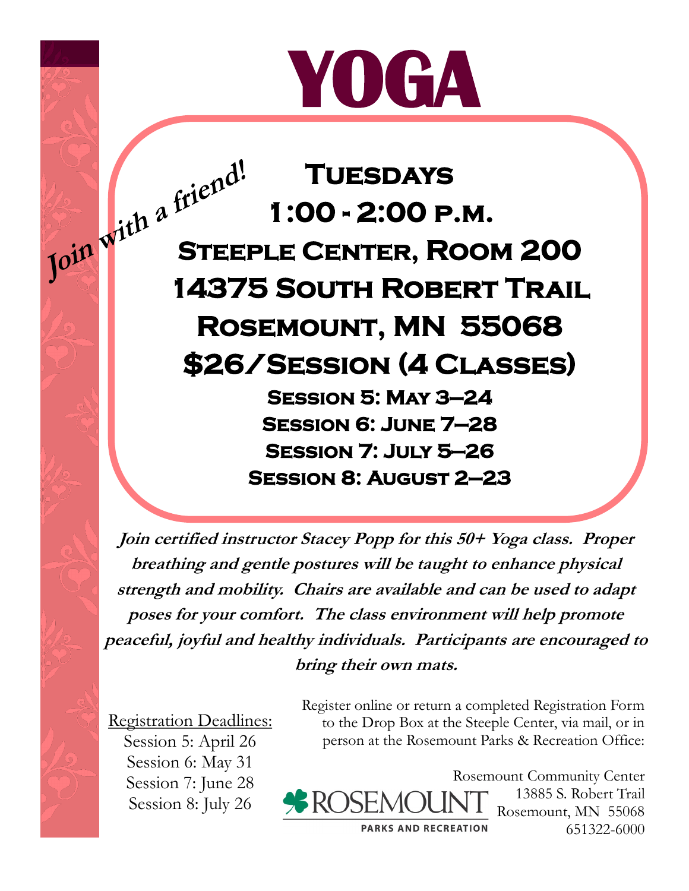# YOGA

*Join with a friend!*

## Tuesdays
## 1:00 - 2:00 p.m.
## Steeple Center, Room 200
## 14375 South Robert Trail
## Rosemount, MN 55068
## $26/Session (4 Classes)

### Session 5: May 3–24
### Session 6: June 7–28
### Session 7: July 5–26
### Session 8: August 2–23

***Join certified instructor Stacey Popp for this 50+ Yoga class. Proper breathing and gentle postures will be taught to enhance physical strength and mobility. Chairs are available and can be used to adapt poses for your comfort. The class environment will help promote peaceful, joyful and healthy individuals. Participants are encouraged to bring their own mats.***

Registration Deadlines:
Session 5: April 26
Session 6: May 31
Session 7: June 28
Session 8: July 26

Register online or return a completed Registration Form to the Drop Box at the Steeple Center, via mail, or in person at the Rosemount Parks & Recreation Office:

ROSEMOUNT PARKS AND RECREATION

Rosemount Community Center
13885 S. Robert Trail
Rosemount, MN 55068
651322-6000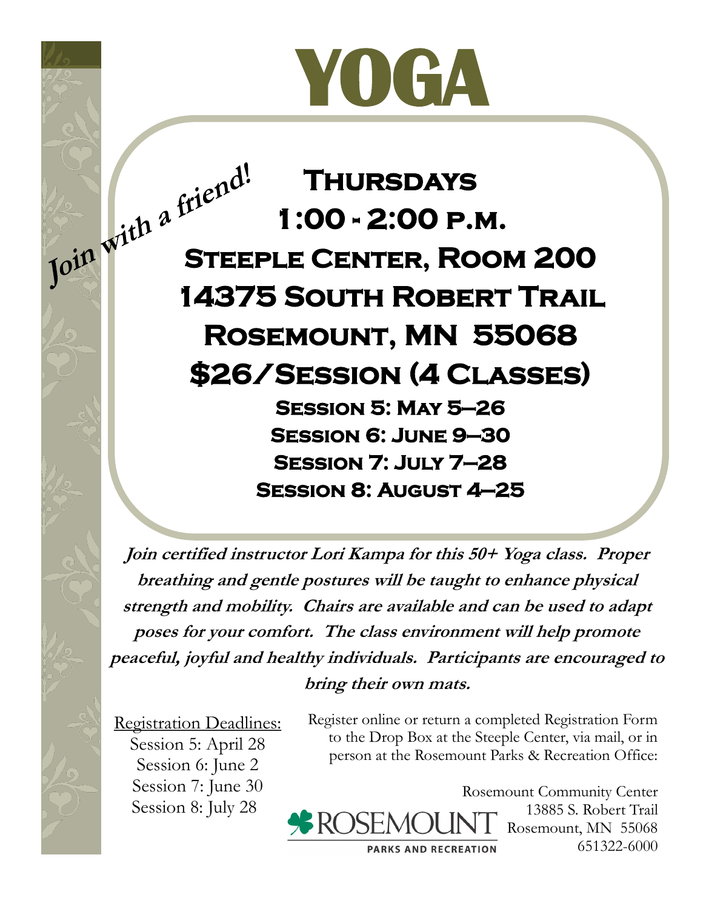# YOGA

*Join with a friend!*

## Thursdays

## 1:00 - 2:00 p.m.

## Steeple Center, Room 200

## 14375 South Robert Trail

## Rosemount, MN 55068

## $26/Session (4 Classes)

**Session 5: May 5–26**

**Session 6: June 9–30**

**Session 7: July 7–28**

**Session 8: August 4–25**

***Join certified instructor Lori Kampa for this 50+ Yoga class. Proper breathing and gentle postures will be taught to enhance physical strength and mobility. Chairs are available and can be used to adapt poses for your comfort. The class environment will help promote peaceful, joyful and healthy individuals. Participants are encouraged to bring their own mats.***

Registration Deadlines:
Session 5: April 28
Session 6: June 2
Session 7: June 30
Session 8: July 28

Register online or return a completed Registration Form to the Drop Box at the Steeple Center, via mail, or in person at the Rosemount Parks & Recreation Office:

ROSEMOUNT
PARKS AND RECREATION

Rosemount Community Center
13885 S. Robert Trail
Rosemount, MN 55068
651322-6000